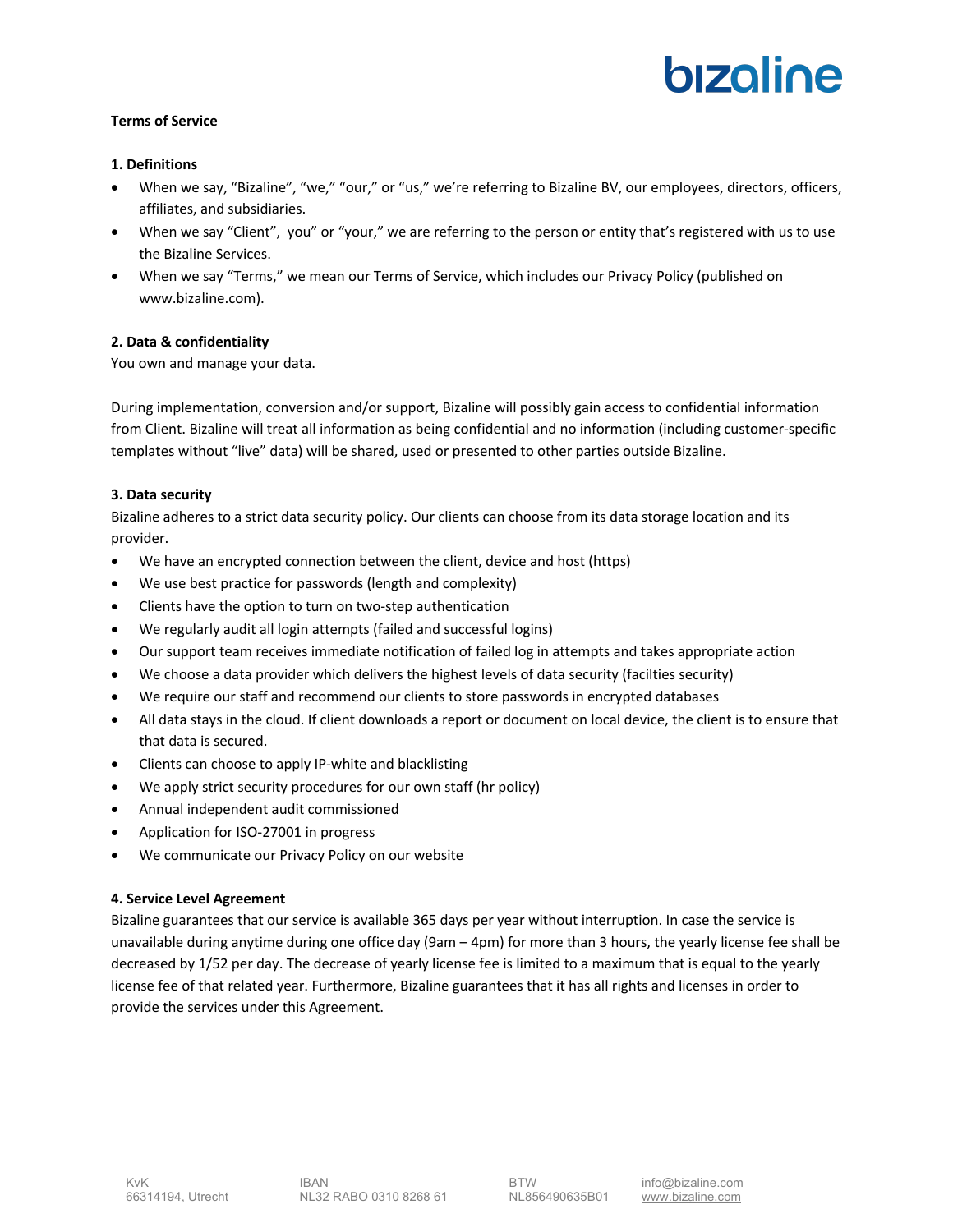# Terms of Service

## 1. Definitions

- When we say, "Bizaline", "we," "our," or "us," we're referring to Bizaline BV, our employees, directors, officers, affiliates, and subsidiaries.
- When we say "Client", you" or "your," we are referring to the person or entity that's registered with us to use the Bizaline Services.
- When we say "Terms," we mean our Terms of Service, which includes our Privacy Policy (published on www.bizaline.com).

## 2. Data & confidentiality

You own and manage your data.

During implementation, conversion and/or support, Bizaline will possibly gain access to confidential information from Client. Bizaline will treat all information as being confidential and no information (including customer-specific templates without "live" data) will be shared, used or presented to other parties outside Bizaline.

## 3. Data security

Bizaline adheres to a strict data security policy. Our clients can choose from its data storage location and its provider.

- We have an encrypted connection between the client, device and host (https)
- We use best practice for passwords (length and complexity)
- Clients have the option to turn on two-step authentication
- We regularly audit all login attempts (failed and successful logins)
- Our support team receives immediate notification of failed log in attempts and takes appropriate action
- We choose a data provider which delivers the highest levels of data security (facilties security)
- We require our staff and recommend our clients to store passwords in encrypted databases
- All data stays in the cloud. If client downloads a report or document on local device, the client is to ensure that that data is secured.
- Clients can choose to apply IP-white and blacklisting
- We apply strict security procedures for our own staff (hr policy)
- Annual independent audit commissioned
- Application for ISO-27001 in progress
- We communicate our Privacy Policy on our website

## 4. Service Level Agreement

Bizaline guarantees that our service is available 365 days per year without interruption. In case the service is unavailable during anytime during one office day (9am – 4pm) for more than 3 hours, the yearly license fee shall be decreased by 1/52 per day. The decrease of yearly license fee is limited to a maximum that is equal to the yearly license fee of that related year. Furthermore, Bizaline guarantees that it has all rights and licenses in order to provide the services under this Agreement.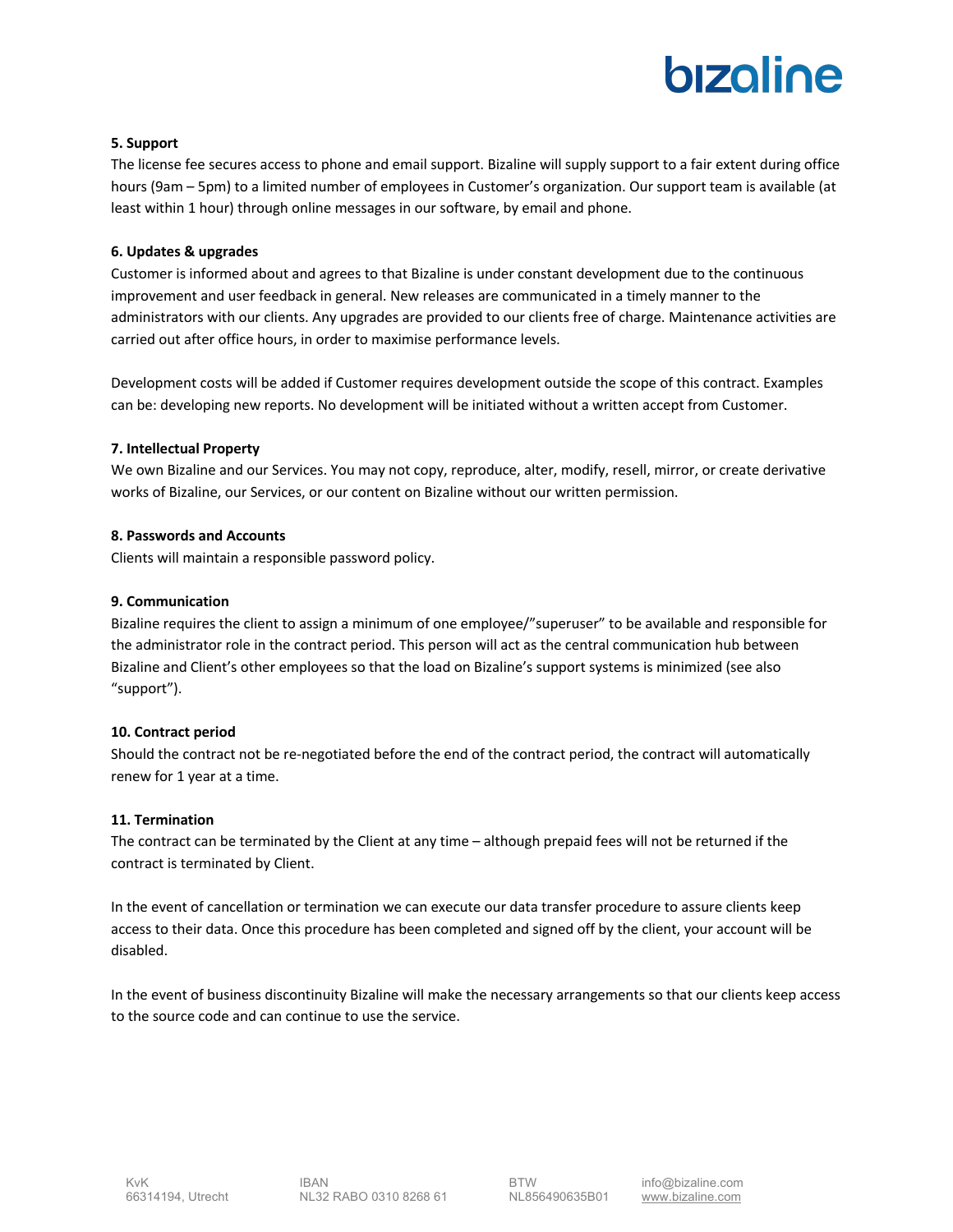**5. Support**

The license fee secures access to phone and email support. Bizaline will supply support to a fair extent during office hours (9am – 5pm) to a limited number of employees in Customer's organization. Our support team is available (at least within 1 hour) through online messages in our software, by email and phone.

**6. Updates & upgrades**

Customer is informed about and agrees to that Bizaline is under constant development due to the continuous improvement and user feedback in general. New releases are communicated in a timely manner to the administrators with our clients. Any upgrades are provided to our clients free of charge. Maintenance activities are carried out after office hours, in order to maximise performance levels.

Development costs will be added if Customer requires development outside the scope of this contract. Examples can be: developing new reports. No development will be initiated without a written accept from Customer.

**7. Intellectual Property**

We own Bizaline and our Services. You may not copy, reproduce, alter, modify, resell, mirror, or create derivative works of Bizaline, our Services, or our content on Bizaline without our written permission.

**8. Passwords and Accounts**

Clients will maintain a responsible password policy.

**9. Communication**

Bizaline requires the client to assign a minimum of one employee/"superuser" to be available and responsible for the administrator role in the contract period. This person will act as the central communication hub between Bizaline and Client's other employees so that the load on Bizaline's support systems is minimized (see also "support").

**10. Contract period**

Should the contract not be re-negotiated before the end of the contract period, the contract will automatically renew for 1 year at a time.

**11. Termination**

The contract can be terminated by the Client at any time – although prepaid fees will not be returned if the contract is terminated by Client.

In the event of cancellation or termination we can execute our data transfer procedure to assure clients keep access to their data. Once this procedure has been completed and signed off by the client, your account will be disabled.

In the event of business discontinuity Bizaline will make the necessary arrangements so that our clients keep access to the source code and can continue to use the service.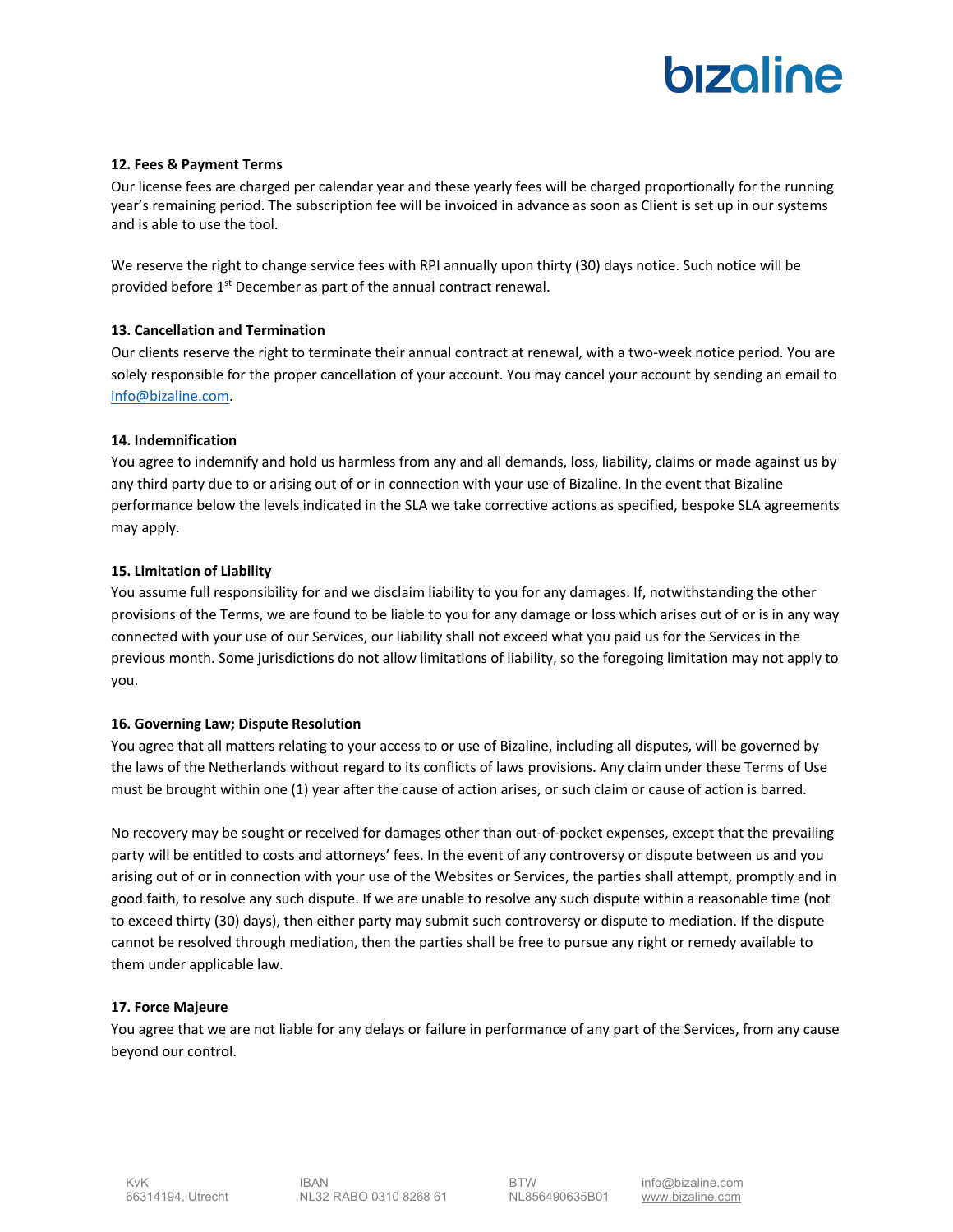**12. Fees & Payment Terms**

Our license fees are charged per calendar year and these yearly fees will be charged proportionally for the running year's remaining period. The subscription fee will be invoiced in advance as soon as Client is set up in our systems and is able to use the tool.

We reserve the right to change service fees with RPI annually upon thirty (30) days notice. Such notice will be provided before 1st December as part of the annual contract renewal.

**13. Cancellation and Termination**

Our clients reserve the right to terminate their annual contract at renewal, with a two-week notice period. You are solely responsible for the proper cancellation of your account. You may cancel your account by sending an email to info@bizaline.com.

**14. Indemnification**

You agree to indemnify and hold us harmless from any and all demands, loss, liability, claims or made against us by any third party due to or arising out of or in connection with your use of Bizaline. In the event that Bizaline performance below the levels indicated in the SLA we take corrective actions as specified, bespoke SLA agreements may apply.

**15. Limitation of Liability**

You assume full responsibility for and we disclaim liability to you for any damages. If, notwithstanding the other provisions of the Terms, we are found to be liable to you for any damage or loss which arises out of or is in any way connected with your use of our Services, our liability shall not exceed what you paid us for the Services in the previous month. Some jurisdictions do not allow limitations of liability, so the foregoing limitation may not apply to you.

**16. Governing Law; Dispute Resolution**

You agree that all matters relating to your access to or use of Bizaline, including all disputes, will be governed by the laws of the Netherlands without regard to its conflicts of laws provisions. Any claim under these Terms of Use must be brought within one (1) year after the cause of action arises, or such claim or cause of action is barred.

No recovery may be sought or received for damages other than out-of-pocket expenses, except that the prevailing party will be entitled to costs and attorneys' fees. In the event of any controversy or dispute between us and you arising out of or in connection with your use of the Websites or Services, the parties shall attempt, promptly and in good faith, to resolve any such dispute. If we are unable to resolve any such dispute within a reasonable time (not to exceed thirty (30) days), then either party may submit such controversy or dispute to mediation. If the dispute cannot be resolved through mediation, then the parties shall be free to pursue any right or remedy available to them under applicable law.

**17. Force Majeure**

You agree that we are not liable for any delays or failure in performance of any part of the Services, from any cause beyond our control.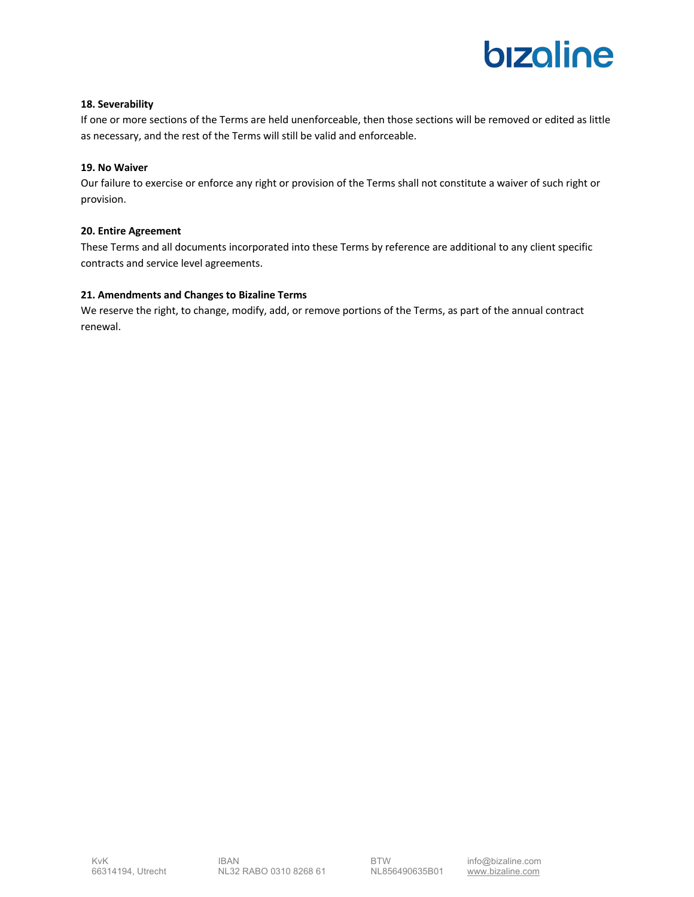**18. Severability**

If one or more sections of the Terms are held unenforceable, then those sections will be removed or edited as little as necessary, and the rest of the Terms will still be valid and enforceable.

**19. No Waiver**

Our failure to exercise or enforce any right or provision of the Terms shall not constitute a waiver of such right or provision.

**20. Entire Agreement**

These Terms and all documents incorporated into these Terms by reference are additional to any client specific contracts and service level agreements.

**21. Amendments and Changes to Bizaline Terms**

We reserve the right, to change, modify, add, or remove portions of the Terms, as part of the annual contract renewal.